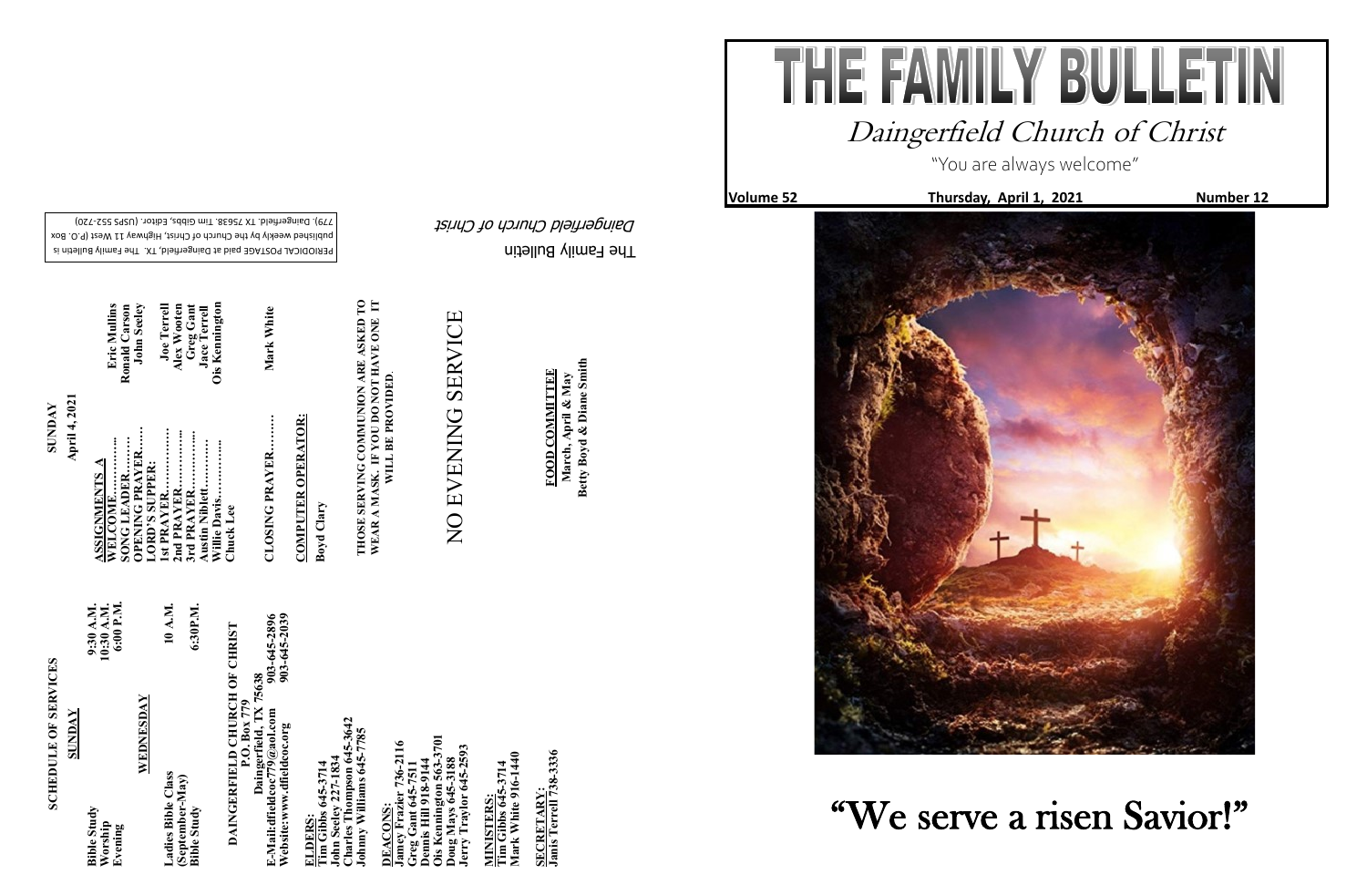# THE FAMILY BULLETIN

## Daingerfield Church of Christ

"You are always welcome"

**Volume 52** | **Thursday, April 1, 2021** | **Number 12**

# "We serve a risen Savior!"

---

## SCHEDULE OF SERVICES

**SUNDAY**

| | |
|---|---|
| Bible Study | 9:30 A.M. |
| Worship | 10:30 A.M. |
| Evening | 6:00 P.M. |

**WEDNESDAY**

| | |
|---|---|
| Ladies Bible Class (September-May) | 10 A.M. |
| Bible Study | 6:30P.M. |

**DAINGERFIELD CHURCH OF CHRIST**
P.O. Box 779
Daingerfield, TX 75638
E-Mail:dfieldcoc779@aol.com 903-645-2896
Website:www.dfieldcoc.org 903-645-2039

**ELDERS:**
Tim Gibbs 645-3714
John Seeley 227-1834
Charles Thompson 645-3642
Johnny Williams 645-7785

**DEACONS:**
Jamey Frazier 736-2116
Greg Gant 645-7511
Dennis Hill 918-9144
Ois Kennington 563-3701
Doug Mays 645-3188
Jerry Traylor 645-2593

**MINISTERS:**
Tim Gibbs 645-3714
Mark White 916-1440

**SECRETARY:**
Janis Terrell 738-3336

---

## SUNDAY
April 4, 2021

**ASSIGNMENTS A**

| | |
|---|---|
| WELCOME………… | Eric Mullins |
| SONG LEADER……… | Ronald Carson |
| OPENING PRAYER…… | John Seeley |
| LORD'S SUPPER: | |
| 1st PRAYER………… | Joe Terrell |
| 2nd PRAYER………… | Alex Wooten |
| 3rd PRAYER………… | Greg Gant |
| Austin Niblett………… | Jace Terrell |
| Willie Davis………… | Ois Kennington |
| Chuck Lee | |
| CLOSING PRAYER……… | Mark White |

**COMPUTER OPERATOR:**
Boyd Clary

**THOSE SERVING COMMUNION ARE ASKED TO WEAR A MASK. IF YOU DO NOT HAVE ONE IT WILL BE PROVIDED.**

NO EVENING SERVICE

**FOOD COMMITTEE**
March, April & May
Betty Boyd & Diane Smith

---

The Family Bulletin
*Daingerfield Church of Christ*

PERIODICAL POSTAGE paid at Daingerfield, TX. The Family Bulletin is published weekly by the Church of Christ, Highway 11 West (P.O. Box 779), Daingerfield, TX 75638. Tim Gibbs, Editor. (USPS 552-720)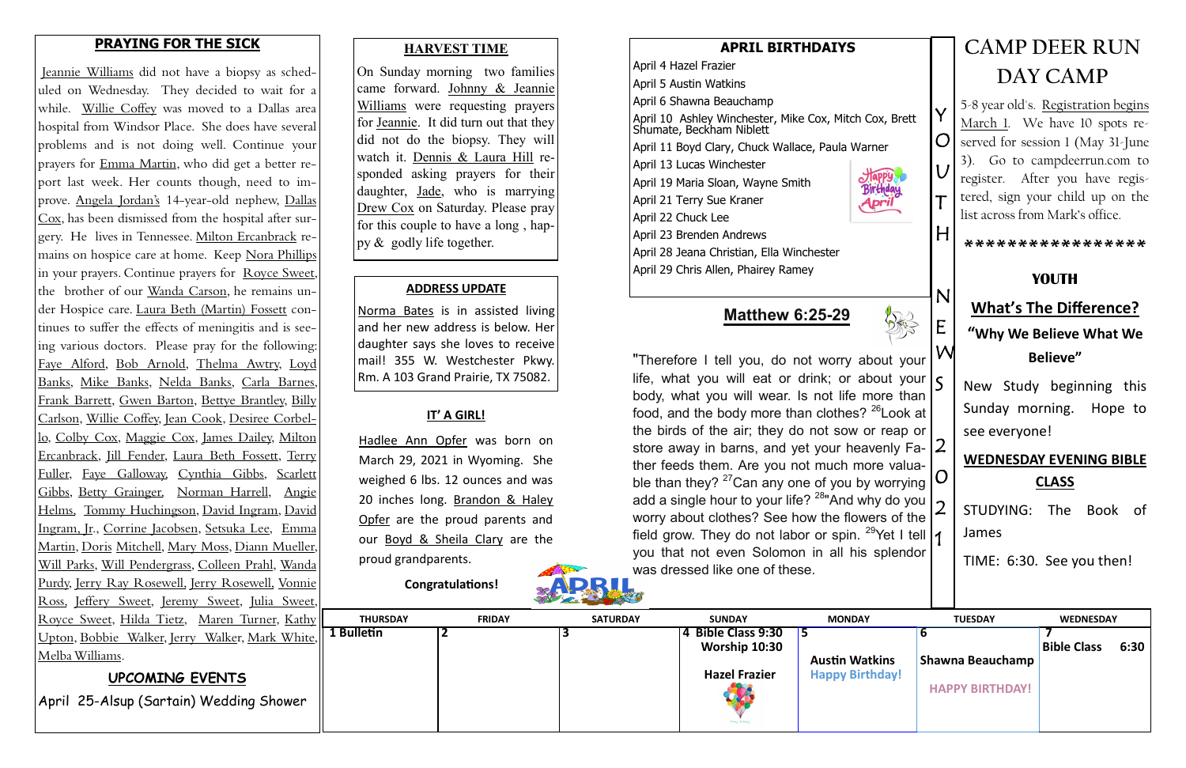## PRAYING FOR THE SICK

Jeannie Williams did not have a biopsy as scheduled on Wednesday. They decided to wait for a while. Willie Coffey was moved to a Dallas area hospital from Windsor Place. She does have several problems and is not doing well. Continue your prayers for Emma Martin, who did get a better report last week. Her counts though, need to improve. Angela Jordan's 14-year-old nephew, Dallas Cox, has been dismissed from the hospital after surgery. He lives in Tennessee. Milton Ercanbrack remains on hospice care at home. Keep Nora Phillips in your prayers. Continue prayers for Royce Sweet, the brother of our Wanda Carson, he remains under Hospice care. Laura Beth (Martin) Fossett continues to suffer the effects of meningitis and is seeing various doctors. Please pray for the following: Faye Alford, Bob Arnold, Thelma Awtry, Loyd Banks, Mike Banks, Nelda Banks, Carla Barnes, Frank Barrett, Gwen Barton, Bettye Brantley, Billy Carlson, Willie Coffey, Jean Cook, Desiree Corbello, Colby Cox, Maggie Cox, James Dailey, Milton Ercanbrack, Jill Fender, Laura Beth Fossett, Terry Fuller, Faye Galloway, Cynthia Gibbs, Scarlett Gibbs, Betty Grainger, Norman Harrell, Angie Helms, Tommy Huchingson, David Ingram, David Ingram, Jr., Corrine Jacobsen, Setsuka Lee, Emma Martin, Doris Mitchell, Mary Moss, Diann Mueller, Will Parks, Will Pendergrass, Colleen Prahl, Wanda Purdy, Jerry Ray Rosewell, Jerry Rosewell, Vonnie Ross, Jeffery Sweet, Jeremy Sweet, Julia Sweet, Royce Sweet, Hilda Tietz, Maren Turner, Kathy Upton, Bobbie Walker, Jerry Walker, Mark White, Melba Williams.

### UPCOMING EVENTS

April 25-Alsup (Sartain) Wedding Shower

## HARVEST TIME

On Sunday morning two families came forward. Johnny & Jeannie Williams were requesting prayers for Jeannie. It did turn out that they did not do the biopsy. They will watch it. Dennis & Laura Hill responded asking prayers for their daughter, Jade, who is marrying Drew Cox on Saturday. Please pray for this couple to have a long, happy & godly life together.

## ADDRESS UPDATE

Norma Bates is in assisted living and her new address is below. Her daughter says she loves to receive mail! 355 W. Westchester Pkwy. Rm. A 103 Grand Prairie, TX 75082.

## IT' A GIRL!

Hadlee Ann Opfer was born on March 29, 2021 in Wyoming. She weighed 6 lbs. 12 ounces and was 20 inches long. Brandon & Haley Opfer are the proud parents and our Boyd & Sheila Clary are the proud grandparents.

**Congratulations!**

## APRIL BIRTHDAIYS

April 4 Hazel Frazier
April 5 Austin Watkins
April 6 Shawna Beauchamp
April 10 Ashley Winchester, Mike Cox, Mitch Cox, Brett Shumate, Beckham Niblett
April 11 Boyd Clary, Chuck Wallace, Paula Warner
April 13 Lucas Winchester
April 19 Maria Sloan, Wayne Smith
April 21 Terry Sue Kraner
April 22 Chuck Lee
April 23 Brenden Andrews
April 28 Jeana Christian, Ella Winchester
April 29 Chris Allen, Phairey Ramey

## Matthew 6:25-29

"Therefore I tell you, do not worry about your life, what you will eat or drink; or about your body, what you will wear. Is not life more than food, and the body more than clothes? [26]Look at the birds of the air; they do not sow or reap or store away in barns, and yet your heavenly Father feeds them. Are you not much more valuable than they? [27]Can any one of you by worrying add a single hour to your life? [28]"And why do you worry about clothes? See how the flowers of the field grow. They do not labor or spin. [29]Yet I tell you that not even Solomon in all his splendor was dressed like one of these.

YOUTH NEWS 2021

# CAMP DEER RUN DAY CAMP

5-8 year old's. Registration begins March 1. We have 10 spots reserved for session 1 (May 31-June 3). Go to campdeerrun.com to register. After you have registered, sign your child up on the list across from Mark's office.

*****************

### YOUTH

**What's The Difference?**

**"Why We Believe What We Believe"**

New Study beginning this Sunday morning. Hope to see everyone!

**WEDNESDAY EVENING BIBLE CLASS**

STUDYING: The Book of James

TIME: 6:30. See you then!

| THURSDAY | FRIDAY | SATURDAY | SUNDAY | MONDAY | TUESDAY | WEDNESDAY |
|---|---|---|---|---|---|---|
| 1 Bulletin | 2 | 3 | 4 Bible Class 9:30<br>Worship 10:30<br><br>Hazel Frazier | 5<br><br>Austin Watkins<br>Happy Birthday! | 6<br><br>Shawna Beauchamp<br><br>HAPPY BIRTHDAY! | 7<br>Bible Class 6:30 |